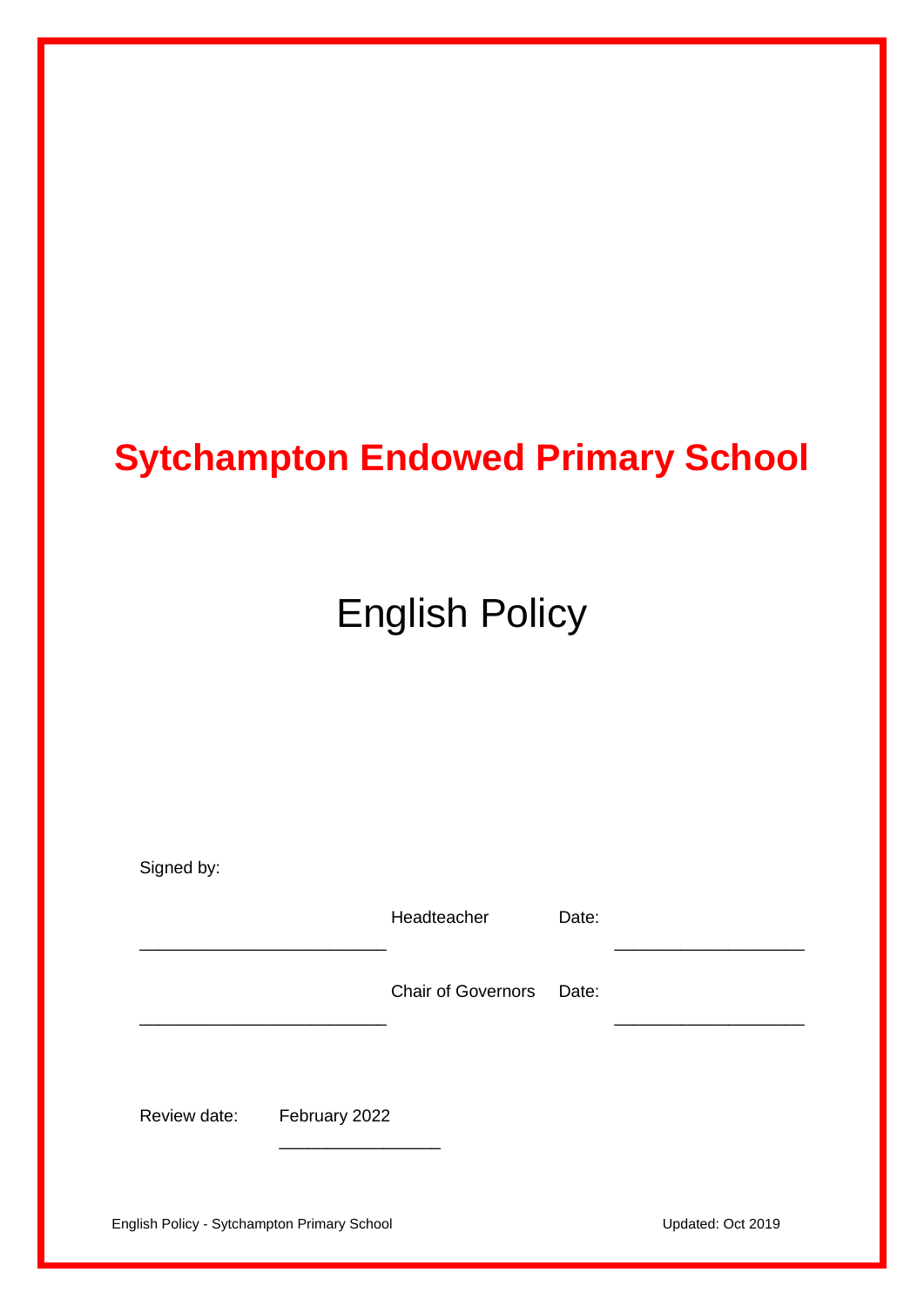# Sytchampton Endowed Primary School

## English Policy

Signed by:

_________________________ Headteacher Date: ___________________

_________________________ Chair of Governors Date: ___________________

Review date: February 2022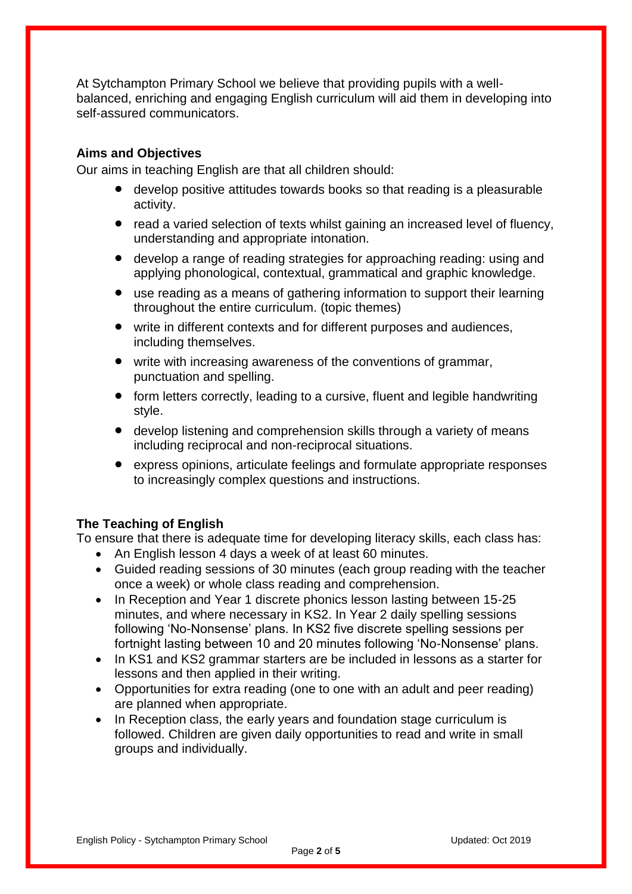At Sytchampton Primary School we believe that providing pupils with a well-balanced, enriching and engaging English curriculum will aid them in developing into self-assured communicators.

**Aims and Objectives**

Our aims in teaching English are that all children should:

- develop positive attitudes towards books so that reading is a pleasurable activity.
- read a varied selection of texts whilst gaining an increased level of fluency, understanding and appropriate intonation.
- develop a range of reading strategies for approaching reading: using and applying phonological, contextual, grammatical and graphic knowledge.
- use reading as a means of gathering information to support their learning throughout the entire curriculum. (topic themes)
- write in different contexts and for different purposes and audiences, including themselves.
- write with increasing awareness of the conventions of grammar, punctuation and spelling.
- form letters correctly, leading to a cursive, fluent and legible handwriting style.
- develop listening and comprehension skills through a variety of means including reciprocal and non-reciprocal situations.
- express opinions, articulate feelings and formulate appropriate responses to increasingly complex questions and instructions.

**The Teaching of English**

To ensure that there is adequate time for developing literacy skills, each class has:

- An English lesson 4 days a week of at least 60 minutes.
- Guided reading sessions of 30 minutes (each group reading with the teacher once a week) or whole class reading and comprehension.
- In Reception and Year 1 discrete phonics lesson lasting between 15-25 minutes, and where necessary in KS2. In Year 2 daily spelling sessions following 'No-Nonsense' plans. In KS2 five discrete spelling sessions per fortnight lasting between 10 and 20 minutes following 'No-Nonsense' plans.
- In KS1 and KS2 grammar starters are be included in lessons as a starter for lessons and then applied in their writing.
- Opportunities for extra reading (one to one with an adult and peer reading) are planned when appropriate.
- In Reception class, the early years and foundation stage curriculum is followed. Children are given daily opportunities to read and write in small groups and individually.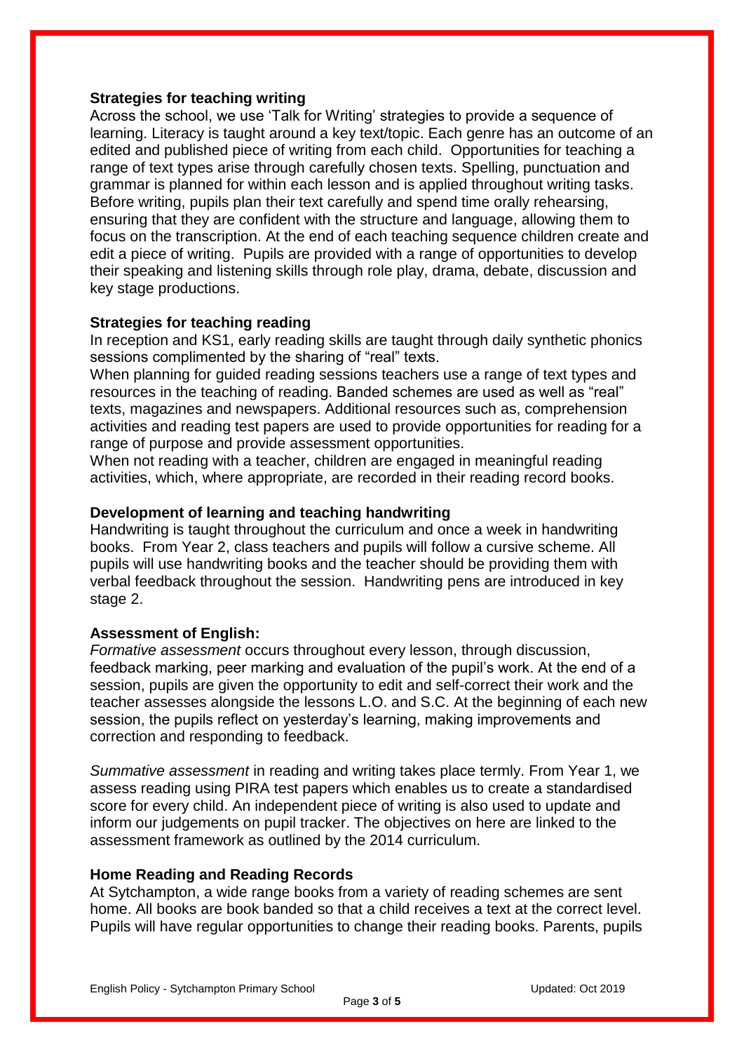**Strategies for teaching writing**

Across the school, we use 'Talk for Writing' strategies to provide a sequence of learning. Literacy is taught around a key text/topic. Each genre has an outcome of an edited and published piece of writing from each child. Opportunities for teaching a range of text types arise through carefully chosen texts. Spelling, punctuation and grammar is planned for within each lesson and is applied throughout writing tasks. Before writing, pupils plan their text carefully and spend time orally rehearsing, ensuring that they are confident with the structure and language, allowing them to focus on the transcription. At the end of each teaching sequence children create and edit a piece of writing. Pupils are provided with a range of opportunities to develop their speaking and listening skills through role play, drama, debate, discussion and key stage productions.

**Strategies for teaching reading**

In reception and KS1, early reading skills are taught through daily synthetic phonics sessions complimented by the sharing of "real" texts.

When planning for guided reading sessions teachers use a range of text types and resources in the teaching of reading. Banded schemes are used as well as "real" texts, magazines and newspapers. Additional resources such as, comprehension activities and reading test papers are used to provide opportunities for reading for a range of purpose and provide assessment opportunities.

When not reading with a teacher, children are engaged in meaningful reading activities, which, where appropriate, are recorded in their reading record books.

**Development of learning and teaching handwriting**

Handwriting is taught throughout the curriculum and once a week in handwriting books. From Year 2, class teachers and pupils will follow a cursive scheme. All pupils will use handwriting books and the teacher should be providing them with verbal feedback throughout the session. Handwriting pens are introduced in key stage 2.

**Assessment of English:**

*Formative assessment* occurs throughout every lesson, through discussion, feedback marking, peer marking and evaluation of the pupil's work. At the end of a session, pupils are given the opportunity to edit and self-correct their work and the teacher assesses alongside the lessons L.O. and S.C. At the beginning of each new session, the pupils reflect on yesterday's learning, making improvements and correction and responding to feedback.

*Summative assessment* in reading and writing takes place termly. From Year 1, we assess reading using PIRA test papers which enables us to create a standardised score for every child. An independent piece of writing is also used to update and inform our judgements on pupil tracker. The objectives on here are linked to the assessment framework as outlined by the 2014 curriculum.

**Home Reading and Reading Records**

At Sytchampton, a wide range books from a variety of reading schemes are sent home. All books are book banded so that a child receives a text at the correct level. Pupils will have regular opportunities to change their reading books. Parents, pupils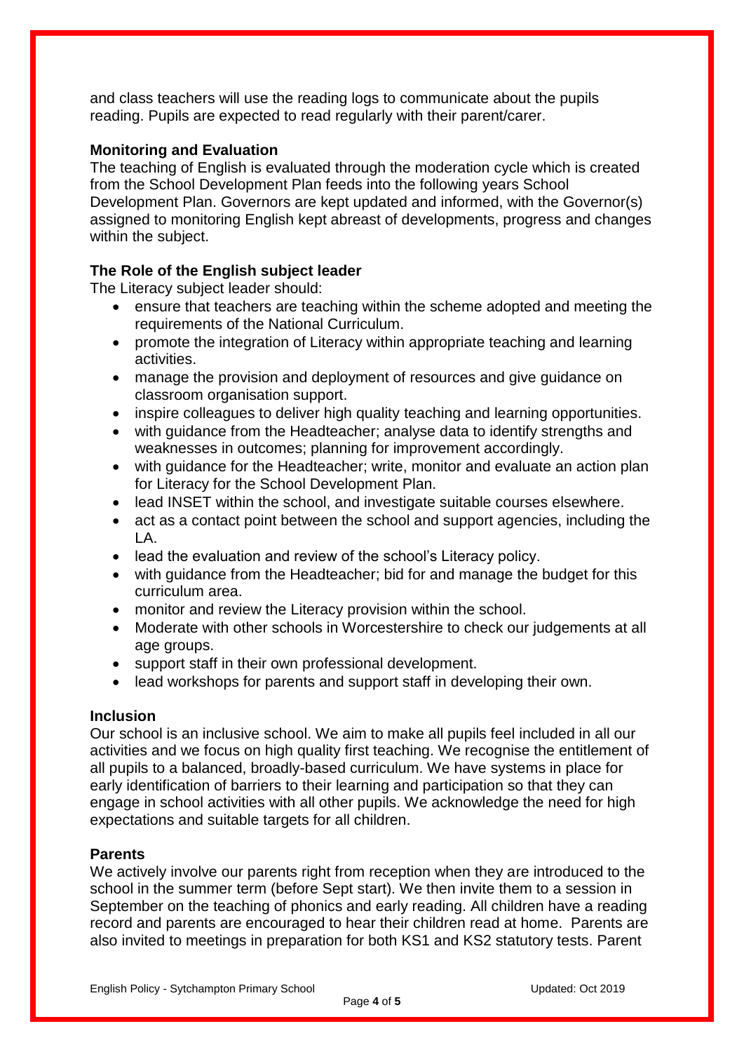and class teachers will use the reading logs to communicate about the pupils reading. Pupils are expected to read regularly with their parent/carer.

**Monitoring and Evaluation**

The teaching of English is evaluated through the moderation cycle which is created from the School Development Plan feeds into the following years School Development Plan. Governors are kept updated and informed, with the Governor(s) assigned to monitoring English kept abreast of developments, progress and changes within the subject.

**The Role of the English subject leader**

The Literacy subject leader should:

- ensure that teachers are teaching within the scheme adopted and meeting the requirements of the National Curriculum.
- promote the integration of Literacy within appropriate teaching and learning activities.
- manage the provision and deployment of resources and give guidance on classroom organisation support.
- inspire colleagues to deliver high quality teaching and learning opportunities.
- with guidance from the Headteacher; analyse data to identify strengths and weaknesses in outcomes; planning for improvement accordingly.
- with guidance for the Headteacher; write, monitor and evaluate an action plan for Literacy for the School Development Plan.
- lead INSET within the school, and investigate suitable courses elsewhere.
- act as a contact point between the school and support agencies, including the LA.
- lead the evaluation and review of the school's Literacy policy.
- with guidance from the Headteacher; bid for and manage the budget for this curriculum area.
- monitor and review the Literacy provision within the school.
- Moderate with other schools in Worcestershire to check our judgements at all age groups.
- support staff in their own professional development.
- lead workshops for parents and support staff in developing their own.

**Inclusion**

Our school is an inclusive school. We aim to make all pupils feel included in all our activities and we focus on high quality first teaching. We recognise the entitlement of all pupils to a balanced, broadly-based curriculum. We have systems in place for early identification of barriers to their learning and participation so that they can engage in school activities with all other pupils. We acknowledge the need for high expectations and suitable targets for all children.

**Parents**

We actively involve our parents right from reception when they are introduced to the school in the summer term (before Sept start). We then invite them to a session in September on the teaching of phonics and early reading. All children have a reading record and parents are encouraged to hear their children read at home. Parents are also invited to meetings in preparation for both KS1 and KS2 statutory tests. Parent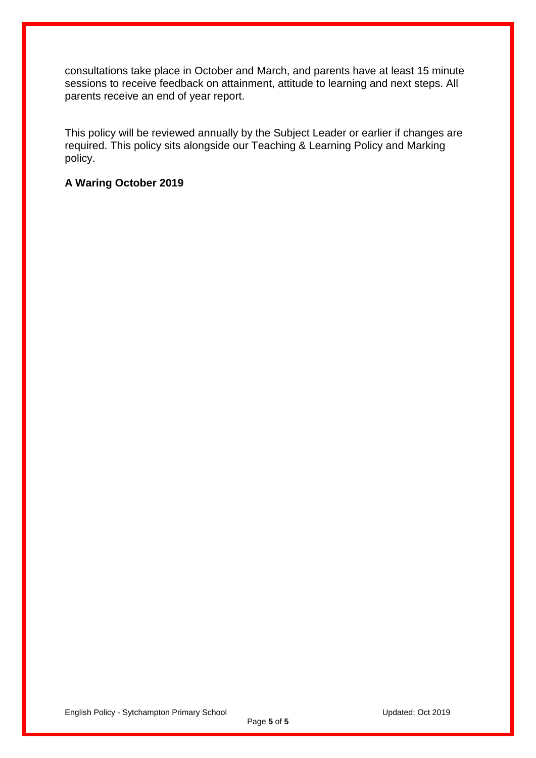consultations take place in October and March, and parents have at least 15 minute sessions to receive feedback on attainment, attitude to learning and next steps. All parents receive an end of year report.

This policy will be reviewed annually by the Subject Leader or earlier if changes are required. This policy sits alongside our Teaching & Learning Policy and Marking policy.

**A Waring October 2019**